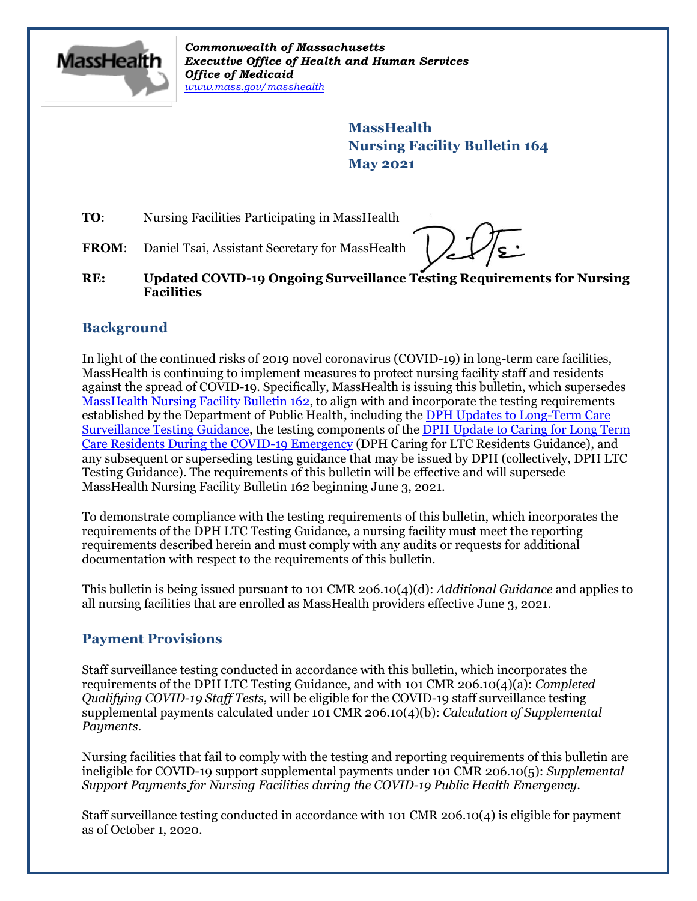*Commonwealth of Massachusetts*
***Executive Office of Health and Human Services***
***Office of Medicaid***
*www.mass.gov/masshealth*

**MassHealth**
**Nursing Facility Bulletin 164**
**May 2021**

**TO**: Nursing Facilities Participating in MassHealth

**FROM**: Daniel Tsai, Assistant Secretary for MassHealth

**RE: Updated COVID-19 Ongoing Surveillance Testing Requirements for Nursing Facilities**

## Background

In light of the continued risks of 2019 novel coronavirus (COVID-19) in long-term care facilities, MassHealth is continuing to implement measures to protect nursing facility staff and residents against the spread of COVID-19. Specifically, MassHealth is issuing this bulletin, which supersedes MassHealth Nursing Facility Bulletin 162, to align with and incorporate the testing requirements established by the Department of Public Health, including the DPH Updates to Long-Term Care Surveillance Testing Guidance, the testing components of the DPH Update to Caring for Long Term Care Residents During the COVID-19 Emergency (DPH Caring for LTC Residents Guidance), and any subsequent or superseding testing guidance that may be issued by DPH (collectively, DPH LTC Testing Guidance). The requirements of this bulletin will be effective and will supersede MassHealth Nursing Facility Bulletin 162 beginning June 3, 2021.

To demonstrate compliance with the testing requirements of this bulletin, which incorporates the requirements of the DPH LTC Testing Guidance, a nursing facility must meet the reporting requirements described herein and must comply with any audits or requests for additional documentation with respect to the requirements of this bulletin.

This bulletin is being issued pursuant to 101 CMR 206.10(4)(d): *Additional Guidance* and applies to all nursing facilities that are enrolled as MassHealth providers effective June 3, 2021.

## Payment Provisions

Staff surveillance testing conducted in accordance with this bulletin, which incorporates the requirements of the DPH LTC Testing Guidance, and with 101 CMR 206.10(4)(a): *Completed Qualifying COVID-19 Staff Tests*, will be eligible for the COVID-19 staff surveillance testing supplemental payments calculated under 101 CMR 206.10(4)(b): *Calculation of Supplemental Payments*.

Nursing facilities that fail to comply with the testing and reporting requirements of this bulletin are ineligible for COVID-19 support supplemental payments under 101 CMR 206.10(5): *Supplemental Support Payments for Nursing Facilities during the COVID-19 Public Health Emergency*.

Staff surveillance testing conducted in accordance with 101 CMR 206.10(4) is eligible for payment as of October 1, 2020.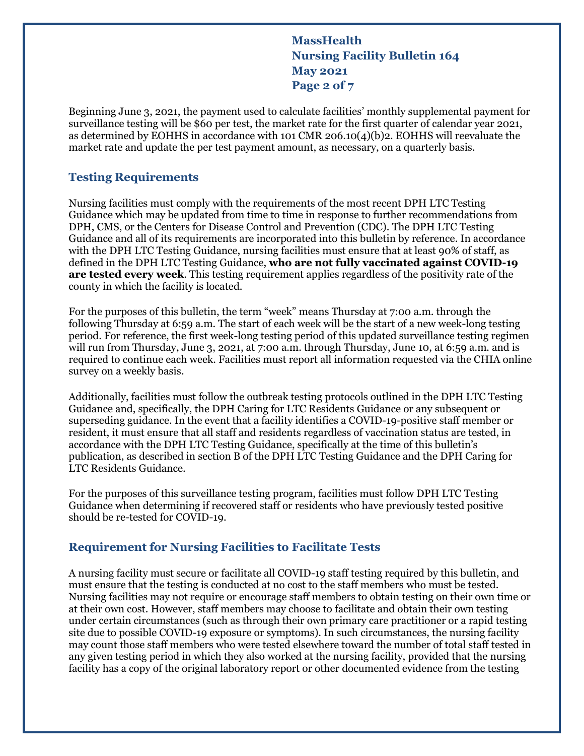Beginning June 3, 2021, the payment used to calculate facilities' monthly supplemental payment for surveillance testing will be $60 per test, the market rate for the first quarter of calendar year 2021, as determined by EOHHS in accordance with 101 CMR 206.10(4)(b)2. EOHHS will reevaluate the market rate and update the per test payment amount, as necessary, on a quarterly basis.

## Testing Requirements

Nursing facilities must comply with the requirements of the most recent DPH LTC Testing Guidance which may be updated from time to time in response to further recommendations from DPH, CMS, or the Centers for Disease Control and Prevention (CDC). The DPH LTC Testing Guidance and all of its requirements are incorporated into this bulletin by reference. In accordance with the DPH LTC Testing Guidance, nursing facilities must ensure that at least 90% of staff, as defined in the DPH LTC Testing Guidance, **who are not fully vaccinated against COVID-19 are tested every week**. This testing requirement applies regardless of the positivity rate of the county in which the facility is located.

For the purposes of this bulletin, the term "week" means Thursday at 7:00 a.m. through the following Thursday at 6:59 a.m. The start of each week will be the start of a new week-long testing period. For reference, the first week-long testing period of this updated surveillance testing regimen will run from Thursday, June 3, 2021, at 7:00 a.m. through Thursday, June 10, at 6:59 a.m. and is required to continue each week. Facilities must report all information requested via the CHIA online survey on a weekly basis.

Additionally, facilities must follow the outbreak testing protocols outlined in the DPH LTC Testing Guidance and, specifically, the DPH Caring for LTC Residents Guidance or any subsequent or superseding guidance. In the event that a facility identifies a COVID-19-positive staff member or resident, it must ensure that all staff and residents regardless of vaccination status are tested, in accordance with the DPH LTC Testing Guidance, specifically at the time of this bulletin's publication, as described in section B of the DPH LTC Testing Guidance and the DPH Caring for LTC Residents Guidance.

For the purposes of this surveillance testing program, facilities must follow DPH LTC Testing Guidance when determining if recovered staff or residents who have previously tested positive should be re-tested for COVID-19.

## Requirement for Nursing Facilities to Facilitate Tests

A nursing facility must secure or facilitate all COVID-19 staff testing required by this bulletin, and must ensure that the testing is conducted at no cost to the staff members who must be tested. Nursing facilities may not require or encourage staff members to obtain testing on their own time or at their own cost. However, staff members may choose to facilitate and obtain their own testing under certain circumstances (such as through their own primary care practitioner or a rapid testing site due to possible COVID-19 exposure or symptoms). In such circumstances, the nursing facility may count those staff members who were tested elsewhere toward the number of total staff tested in any given testing period in which they also worked at the nursing facility, provided that the nursing facility has a copy of the original laboratory report or other documented evidence from the testing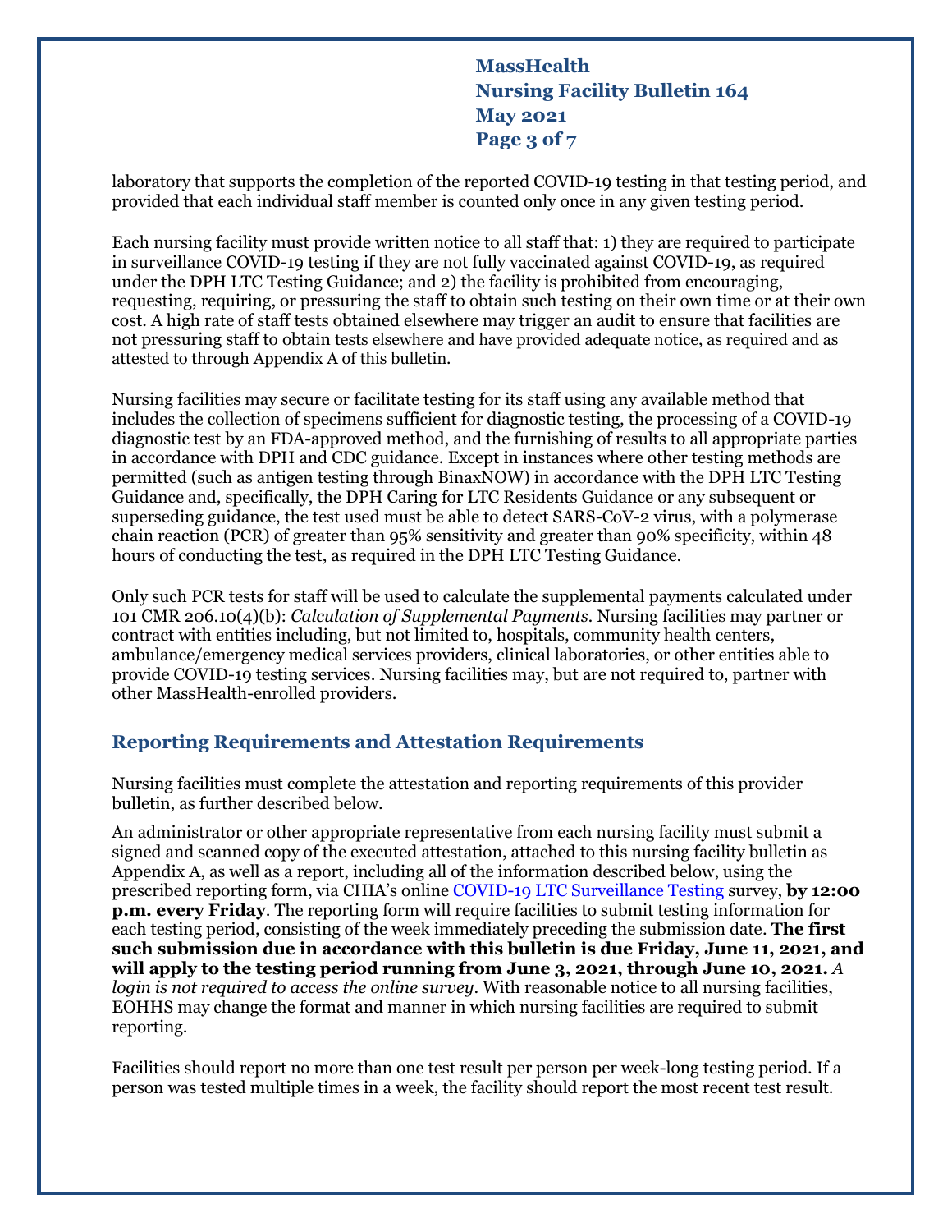laboratory that supports the completion of the reported COVID-19 testing in that testing period, and provided that each individual staff member is counted only once in any given testing period.

Each nursing facility must provide written notice to all staff that: 1) they are required to participate in surveillance COVID-19 testing if they are not fully vaccinated against COVID-19, as required under the DPH LTC Testing Guidance; and 2) the facility is prohibited from encouraging, requesting, requiring, or pressuring the staff to obtain such testing on their own time or at their own cost. A high rate of staff tests obtained elsewhere may trigger an audit to ensure that facilities are not pressuring staff to obtain tests elsewhere and have provided adequate notice, as required and as attested to through Appendix A of this bulletin.

Nursing facilities may secure or facilitate testing for its staff using any available method that includes the collection of specimens sufficient for diagnostic testing, the processing of a COVID-19 diagnostic test by an FDA-approved method, and the furnishing of results to all appropriate parties in accordance with DPH and CDC guidance. Except in instances where other testing methods are permitted (such as antigen testing through BinaxNOW) in accordance with the DPH LTC Testing Guidance and, specifically, the DPH Caring for LTC Residents Guidance or any subsequent or superseding guidance, the test used must be able to detect SARS-CoV-2 virus, with a polymerase chain reaction (PCR) of greater than 95% sensitivity and greater than 90% specificity, within 48 hours of conducting the test, as required in the DPH LTC Testing Guidance.

Only such PCR tests for staff will be used to calculate the supplemental payments calculated under 101 CMR 206.10(4)(b): *Calculation of Supplemental Payments*. Nursing facilities may partner or contract with entities including, but not limited to, hospitals, community health centers, ambulance/emergency medical services providers, clinical laboratories, or other entities able to provide COVID-19 testing services. Nursing facilities may, but are not required to, partner with other MassHealth-enrolled providers.

## Reporting Requirements and Attestation Requirements

Nursing facilities must complete the attestation and reporting requirements of this provider bulletin, as further described below.

An administrator or other appropriate representative from each nursing facility must submit a signed and scanned copy of the executed attestation, attached to this nursing facility bulletin as Appendix A, as well as a report, including all of the information described below, using the prescribed reporting form, via CHIA's online [COVID-19 LTC Surveillance Testing] survey, **by 12:00 p.m. every Friday**. The reporting form will require facilities to submit testing information for each testing period, consisting of the week immediately preceding the submission date. **The first such submission due in accordance with this bulletin is due Friday, June 11, 2021, and will apply to the testing period running from June 3, 2021, through June 10, 2021.** *A login is not required to access the online survey.* With reasonable notice to all nursing facilities, EOHHS may change the format and manner in which nursing facilities are required to submit reporting.

Facilities should report no more than one test result per person per week-long testing period. If a person was tested multiple times in a week, the facility should report the most recent test result.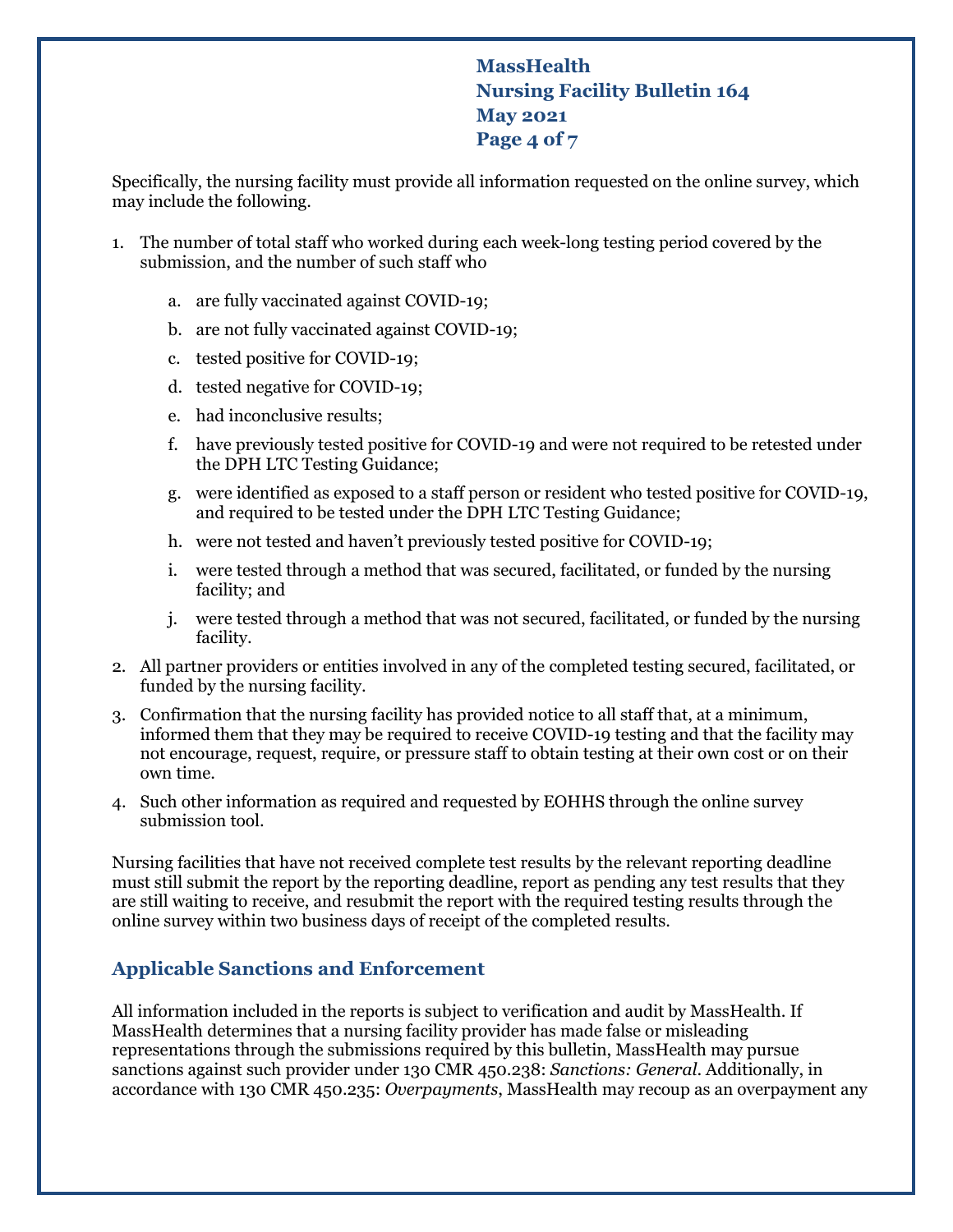Specifically, the nursing facility must provide all information requested on the online survey, which may include the following.

1. The number of total staff who worked during each week-long testing period covered by the submission, and the number of such staff who
   a. are fully vaccinated against COVID-19;
   b. are not fully vaccinated against COVID-19;
   c. tested positive for COVID-19;
   d. tested negative for COVID-19;
   e. had inconclusive results;
   f. have previously tested positive for COVID-19 and were not required to be retested under the DPH LTC Testing Guidance;
   g. were identified as exposed to a staff person or resident who tested positive for COVID-19, and required to be tested under the DPH LTC Testing Guidance;
   h. were not tested and haven't previously tested positive for COVID-19;
   i. were tested through a method that was secured, facilitated, or funded by the nursing facility; and
   j. were tested through a method that was not secured, facilitated, or funded by the nursing facility.
2. All partner providers or entities involved in any of the completed testing secured, facilitated, or funded by the nursing facility.
3. Confirmation that the nursing facility has provided notice to all staff that, at a minimum, informed them that they may be required to receive COVID-19 testing and that the facility may not encourage, request, require, or pressure staff to obtain testing at their own cost or on their own time.
4. Such other information as required and requested by EOHHS through the online survey submission tool.

Nursing facilities that have not received complete test results by the relevant reporting deadline must still submit the report by the reporting deadline, report as pending any test results that they are still waiting to receive, and resubmit the report with the required testing results through the online survey within two business days of receipt of the completed results.

## Applicable Sanctions and Enforcement

All information included in the reports is subject to verification and audit by MassHealth. If MassHealth determines that a nursing facility provider has made false or misleading representations through the submissions required by this bulletin, MassHealth may pursue sanctions against such provider under 130 CMR 450.238: *Sanctions: General*. Additionally, in accordance with 130 CMR 450.235: *Overpayments*, MassHealth may recoup as an overpayment any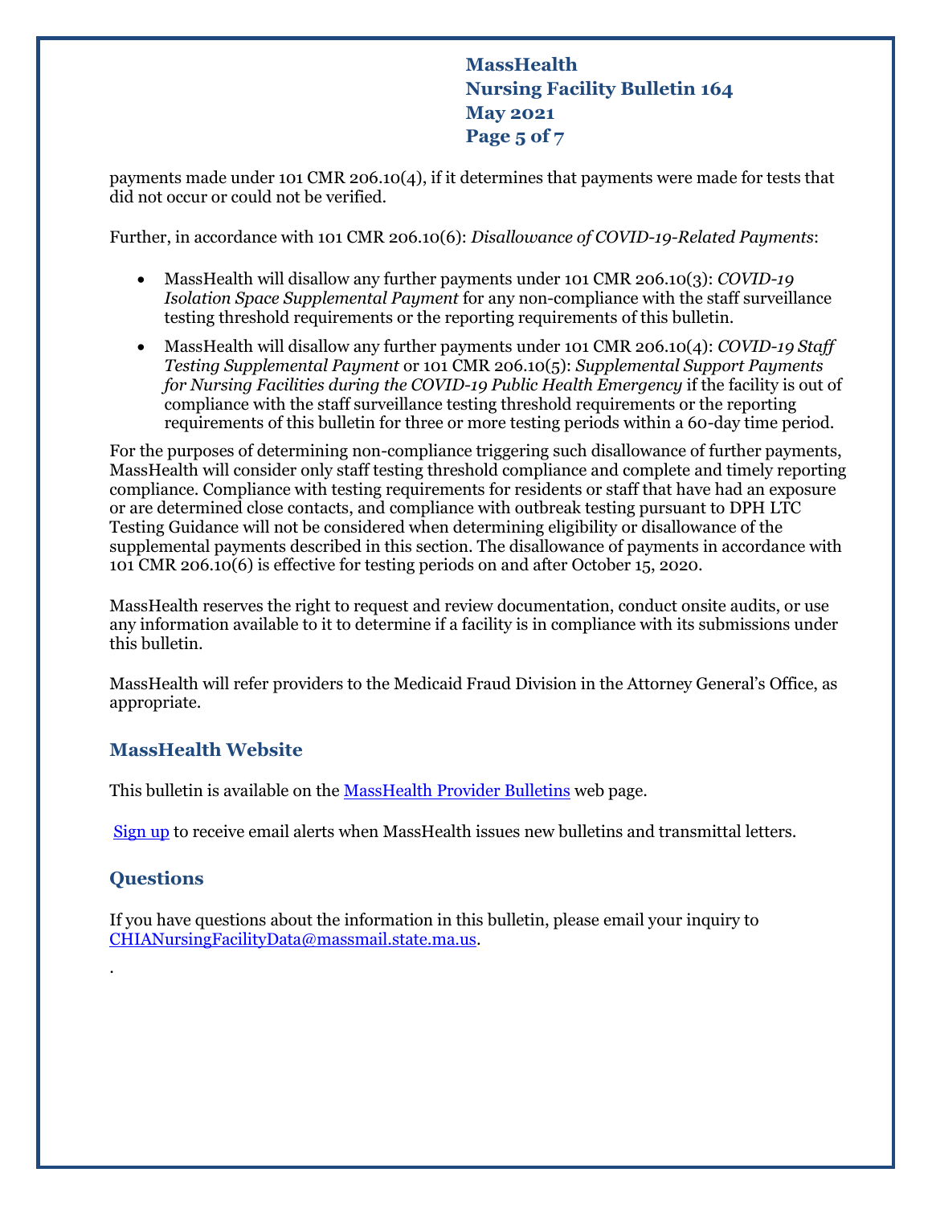payments made under 101 CMR 206.10(4), if it determines that payments were made for tests that did not occur or could not be verified.

Further, in accordance with 101 CMR 206.10(6): *Disallowance of COVID-19-Related Payments*:

- MassHealth will disallow any further payments under 101 CMR 206.10(3): *COVID-19 Isolation Space Supplemental Payment* for any non-compliance with the staff surveillance testing threshold requirements or the reporting requirements of this bulletin.
- MassHealth will disallow any further payments under 101 CMR 206.10(4): *COVID-19 Staff Testing Supplemental Payment* or 101 CMR 206.10(5): *Supplemental Support Payments for Nursing Facilities during the COVID-19 Public Health Emergency* if the facility is out of compliance with the staff surveillance testing threshold requirements or the reporting requirements of this bulletin for three or more testing periods within a 60-day time period.

For the purposes of determining non-compliance triggering such disallowance of further payments, MassHealth will consider only staff testing threshold compliance and complete and timely reporting compliance. Compliance with testing requirements for residents or staff that have had an exposure or are determined close contacts, and compliance with outbreak testing pursuant to DPH LTC Testing Guidance will not be considered when determining eligibility or disallowance of the supplemental payments described in this section. The disallowance of payments in accordance with 101 CMR 206.10(6) is effective for testing periods on and after October 15, 2020.

MassHealth reserves the right to request and review documentation, conduct onsite audits, or use any information available to it to determine if a facility is in compliance with its submissions under this bulletin.

MassHealth will refer providers to the Medicaid Fraud Division in the Attorney General's Office, as appropriate.

## MassHealth Website

This bulletin is available on the MassHealth Provider Bulletins web page.

Sign up to receive email alerts when MassHealth issues new bulletins and transmittal letters.

## Questions

If you have questions about the information in this bulletin, please email your inquiry to CHIANursingFacilityData@massmail.state.ma.us.

.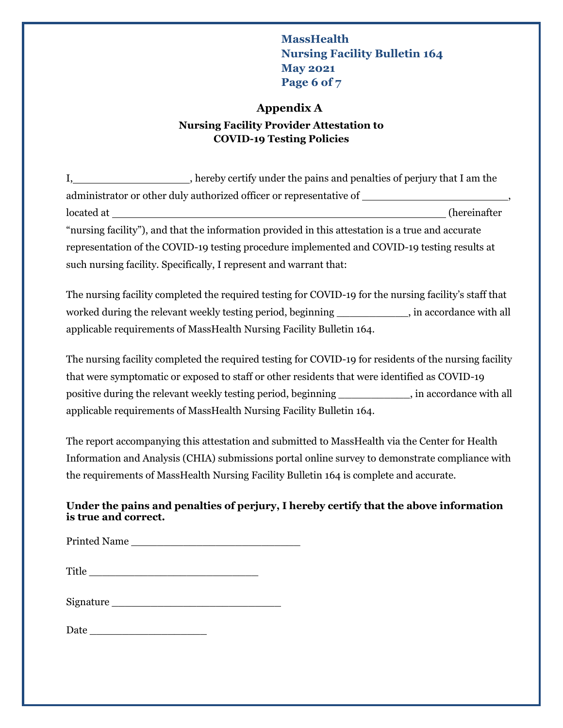## Appendix A

### Nursing Facility Provider Attestation to COVID-19 Testing Policies

I,___________________, hereby certify under the pains and penalties of perjury that I am the administrator or other duly authorized officer or representative of ________________________, located at ______________________________________________________ (hereinafter "nursing facility"), and that the information provided in this attestation is a true and accurate representation of the COVID-19 testing procedure implemented and COVID-19 testing results at such nursing facility. Specifically, I represent and warrant that:

The nursing facility completed the required testing for COVID-19 for the nursing facility's staff that worked during the relevant weekly testing period, beginning ____________, in accordance with all applicable requirements of MassHealth Nursing Facility Bulletin 164.

The nursing facility completed the required testing for COVID-19 for residents of the nursing facility that were symptomatic or exposed to staff or other residents that were identified as COVID-19 positive during the relevant weekly testing period, beginning ____________, in accordance with all applicable requirements of MassHealth Nursing Facility Bulletin 164.

The report accompanying this attestation and submitted to MassHealth via the Center for Health Information and Analysis (CHIA) submissions portal online survey to demonstrate compliance with the requirements of MassHealth Nursing Facility Bulletin 164 is complete and accurate.

**Under the pains and penalties of perjury, I hereby certify that the above information is true and correct.**

Printed Name ___________________________

Title ___________________________

Signature ___________________________

Date ___________________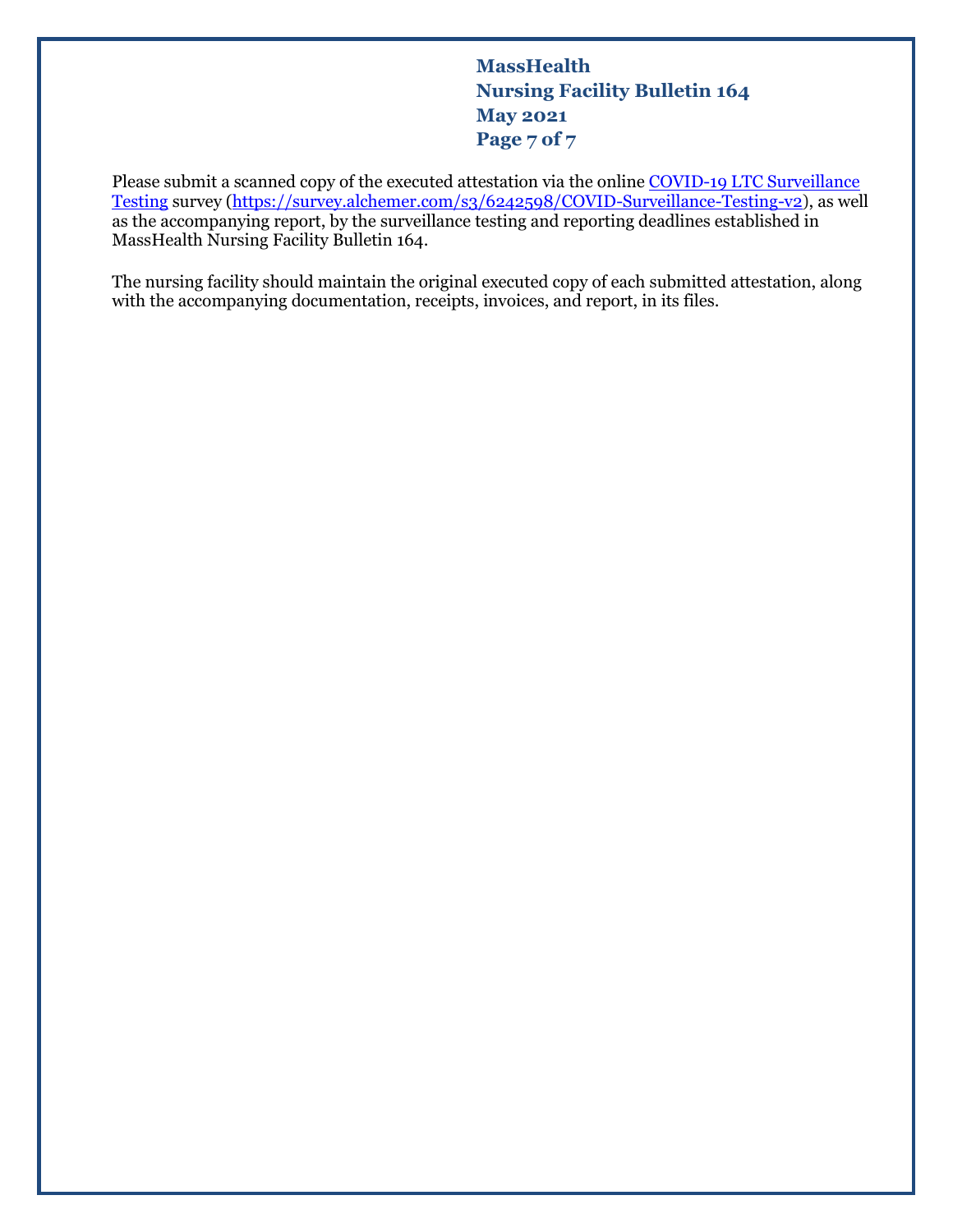Please submit a scanned copy of the executed attestation via the online [COVID-19 LTC Surveillance Testing](https://survey.alchemer.com/s3/6242598/COVID-Surveillance-Testing-v2) survey ([https://survey.alchemer.com/s3/6242598/COVID-Surveillance-Testing-v2](https://survey.alchemer.com/s3/6242598/COVID-Surveillance-Testing-v2)), as well as the accompanying report, by the surveillance testing and reporting deadlines established in MassHealth Nursing Facility Bulletin 164.

The nursing facility should maintain the original executed copy of each submitted attestation, along with the accompanying documentation, receipts, invoices, and report, in its files.